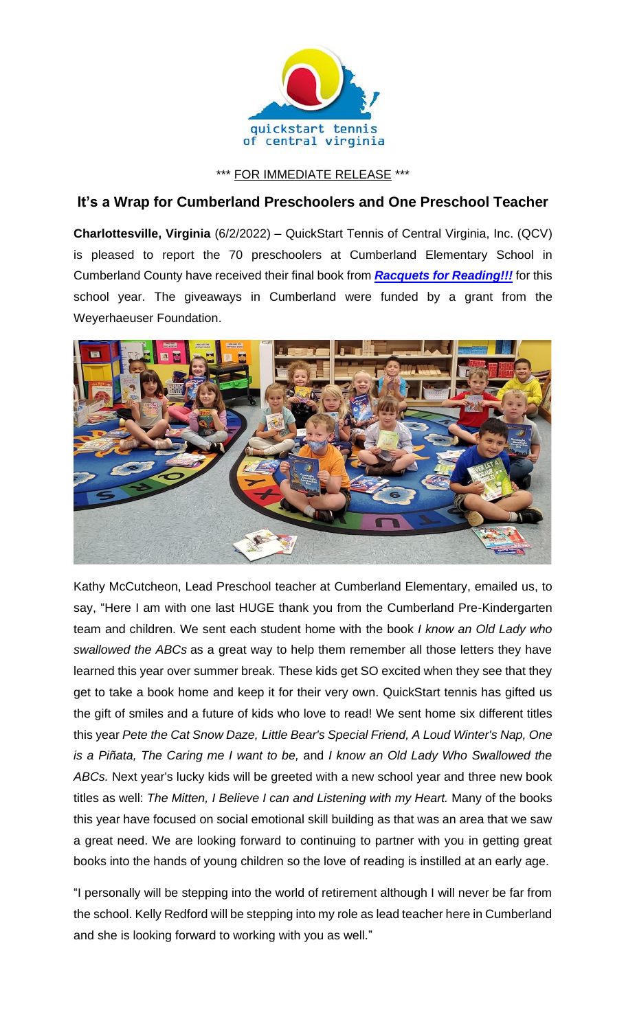\*\*\* FOR IMMEDIATE RELEASE \*\*\*

## It's a Wrap for Cumberland Preschoolers and One Preschool Teacher

**Charlottesville, Virginia** (6/2/2022) – QuickStart Tennis of Central Virginia, Inc. (QCV) is pleased to report the 70 preschoolers at Cumberland Elementary School in Cumberland County have received their final book from ***Racquets for Reading!!!*** for this school year. The giveaways in Cumberland were funded by a grant from the Weyerhaeuser Foundation.

Kathy McCutcheon, Lead Preschool teacher at Cumberland Elementary, emailed us, to say, "Here I am with one last HUGE thank you from the Cumberland Pre-Kindergarten team and children. We sent each student home with the book *I know an Old Lady who swallowed the ABCs* as a great way to help them remember all those letters they have learned this year over summer break. These kids get SO excited when they see that they get to take a book home and keep it for their very own. QuickStart tennis has gifted us the gift of smiles and a future of kids who love to read! We sent home six different titles this year *Pete the Cat Snow Daze, Little Bear's Special Friend, A Loud Winter's Nap, One is a Piñata, The Caring me I want to be,* and *I know an Old Lady Who Swallowed the ABCs.* Next year's lucky kids will be greeted with a new school year and three new book titles as well: *The Mitten, I Believe I can and Listening with my Heart.* Many of the books this year have focused on social emotional skill building as that was an area that we saw a great need. We are looking forward to continuing to partner with you in getting great books into the hands of young children so the love of reading is instilled at an early age.

"I personally will be stepping into the world of retirement although I will never be far from the school. Kelly Redford will be stepping into my role as lead teacher here in Cumberland and she is looking forward to working with you as well."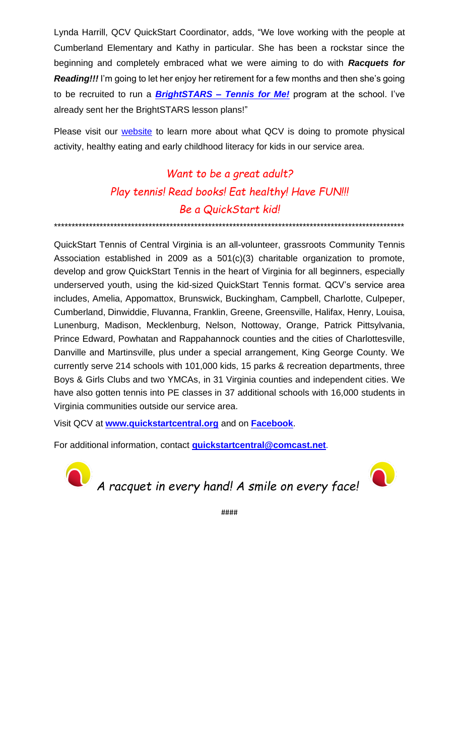Lynda Harrill, QCV QuickStart Coordinator, adds, "We love working with the people at Cumberland Elementary and Kathy in particular. She has been a rockstar since the beginning and completely embraced what we were aiming to do with ***Racquets for Reading!!!*** I'm going to let her enjoy her retirement for a few months and then she's going to be recruited to run a ***BrightSTARS – Tennis for Me!*** program at the school. I've already sent her the BrightSTARS lesson plans!"

Please visit our website to learn more about what QCV is doing to promote physical activity, healthy eating and early childhood literacy for kids in our service area.

*Want to be a great adult?*
*Play tennis! Read books! Eat healthy! Have FUN!!!*
*Be a QuickStart kid!*

*****************************************************************************************************

QuickStart Tennis of Central Virginia is an all-volunteer, grassroots Community Tennis Association established in 2009 as a 501(c)(3) charitable organization to promote, develop and grow QuickStart Tennis in the heart of Virginia for all beginners, especially underserved youth, using the kid-sized QuickStart Tennis format. QCV's service area includes, Amelia, Appomattox, Brunswick, Buckingham, Campbell, Charlotte, Culpeper, Cumberland, Dinwiddie, Fluvanna, Franklin, Greene, Greensville, Halifax, Henry, Louisa, Lunenburg, Madison, Mecklenburg, Nelson, Nottoway, Orange, Patrick Pittsylvania, Prince Edward, Powhatan and Rappahannock counties and the cities of Charlottesville, Danville and Martinsville, plus under a special arrangement, King George County. We currently serve 214 schools with 101,000 kids, 15 parks & recreation departments, three Boys & Girls Clubs and two YMCAs, in 31 Virginia counties and independent cities. We have also gotten tennis into PE classes in 37 additional schools with 16,000 students in Virginia communities outside our service area.

Visit QCV at **www.quickstartcentral.org** and on **Facebook**.

For additional information, contact **quickstartcentral@comcast.net**.

*A racquet in every hand! A smile on every face!*

####